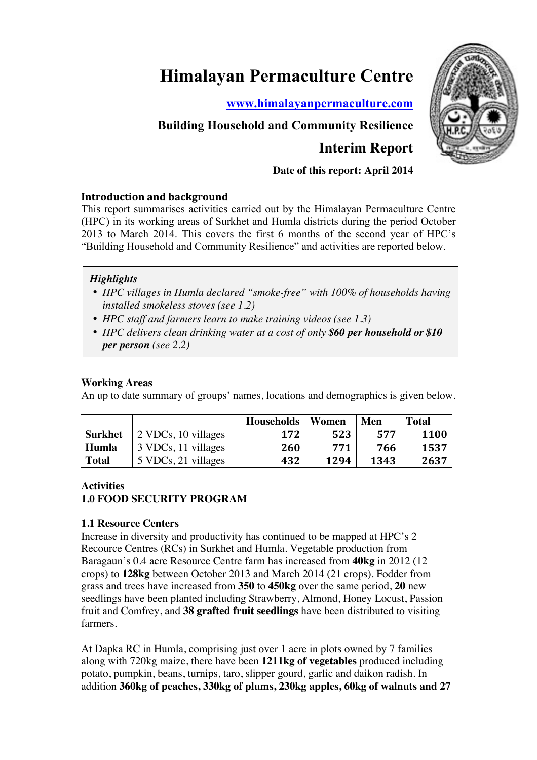# Himalayan Permaculture Centre

www.himalayanpermaculture.com

**Building Household and Community Resilience**

**Interim Report**

**Date of this report: April 2014**

## Introduction and background

This report summarises activities carried out by the Himalayan Permaculture Centre (HPC) in its working areas of Surkhet and Humla districts during the period October 2013 to March 2014. This covers the first 6 months of the second year of HPC's "Building Household and Community Resilience" and activities are reported below.

> ***Highlights***
> - *HPC villages in Humla declared "smoke-free" with 100% of households having installed smokeless stoves (see 1.2)*
> - *HPC staff and farmers learn to make training videos (see 1.3)*
> - *HPC delivers clean drinking water at a cost of only **$60 per household or $10 per person** (see 2.2)*

### Working Areas

An up to date summary of groups' names, locations and demographics is given below.

| | | Households | Women | Men | Total |
|---|---|---|---|---|---|
| **Surkhet** | 2 VDCs, 10 villages | 172 | 523 | 577 | 1100 |
| **Humla** | 3 VDCs, 11 villages | 260 | 771 | 766 | 1537 |
| **Total** | 5 VDCs, 21 villages | 432 | 1294 | 1343 | 2637 |

### Activities

### 1.0 FOOD SECURITY PROGRAM

### 1.1 Resource Centers

Increase in diversity and productivity has continued to be mapped at HPC's 2 Recource Centres (RCs) in Surkhet and Humla. Vegetable production from Baragaun's 0.4 acre Resource Centre farm has increased from **40kg** in 2012 (12 crops) to **128kg** between October 2013 and March 2014 (21 crops). Fodder from grass and trees have increased from **350** to **450kg** over the same period, **20** new seedlings have been planted including Strawberry, Almond, Honey Locust, Passion fruit and Comfrey, and **38 grafted fruit seedlings** have been distributed to visiting farmers.

At Dapka RC in Humla, comprising just over 1 acre in plots owned by 7 families along with 720kg maize, there have been **1211kg of vegetables** produced including potato, pumpkin, beans, turnips, taro, slipper gourd, garlic and daikon radish. In addition **360kg of peaches, 330kg of plums, 230kg apples, 60kg of walnuts and 27**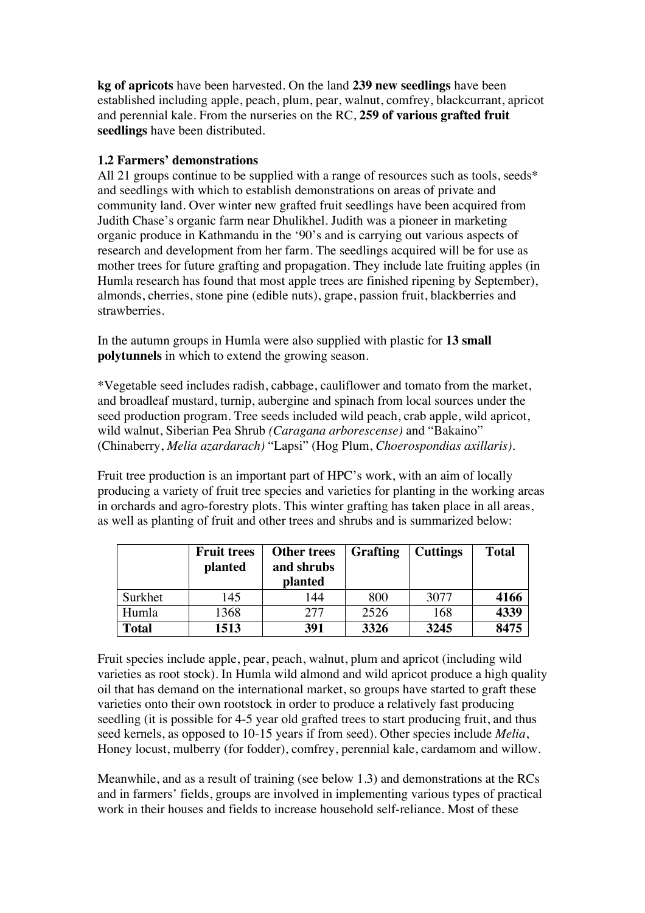**kg of apricots** have been harvested. On the land **239 new seedlings** have been established including apple, peach, plum, pear, walnut, comfrey, blackcurrant, apricot and perennial kale. From the nurseries on the RC, **259 of various grafted fruit seedlings** have been distributed.

**1.2 Farmers' demonstrations**

All 21 groups continue to be supplied with a range of resources such as tools, seeds* and seedlings with which to establish demonstrations on areas of private and community land. Over winter new grafted fruit seedlings have been acquired from Judith Chase's organic farm near Dhulikhel. Judith was a pioneer in marketing organic produce in Kathmandu in the '90's and is carrying out various aspects of research and development from her farm. The seedlings acquired will be for use as mother trees for future grafting and propagation. They include late fruiting apples (in Humla research has found that most apple trees are finished ripening by September), almonds, cherries, stone pine (edible nuts), grape, passion fruit, blackberries and strawberries.

In the autumn groups in Humla were also supplied with plastic for **13 small polytunnels** in which to extend the growing season.

*Vegetable seed includes radish, cabbage, cauliflower and tomato from the market, and broadleaf mustard, turnip, aubergine and spinach from local sources under the seed production program. Tree seeds included wild peach, crab apple, wild apricot, wild walnut, Siberian Pea Shrub *(Caragana arborescense)* and "Bakaino" (Chinaberry, *Melia azardarach)* "Lapsi" (Hog Plum, *Choerospondias axillaris)*.

Fruit tree production is an important part of HPC's work, with an aim of locally producing a variety of fruit tree species and varieties for planting in the working areas in orchards and agro-forestry plots. This winter grafting has taken place in all areas, as well as planting of fruit and other trees and shrubs and is summarized below:

| | **Fruit trees planted** | **Other trees and shrubs planted** | **Grafting** | **Cuttings** | **Total** |
|---|---|---|---|---|---|
| Surkhet | 145 | 144 | 800 | 3077 | **4166** |
| Humla | 1368 | 277 | 2526 | 168 | **4339** |
| **Total** | **1513** | **391** | **3326** | **3245** | **8475** |

Fruit species include apple, pear, peach, walnut, plum and apricot (including wild varieties as root stock). In Humla wild almond and wild apricot produce a high quality oil that has demand on the international market, so groups have started to graft these varieties onto their own rootstock in order to produce a relatively fast producing seedling (it is possible for 4-5 year old grafted trees to start producing fruit, and thus seed kernels, as opposed to 10-15 years if from seed). Other species include *Melia*, Honey locust, mulberry (for fodder), comfrey, perennial kale, cardamom and willow.

Meanwhile, and as a result of training (see below 1.3) and demonstrations at the RCs and in farmers' fields, groups are involved in implementing various types of practical work in their houses and fields to increase household self-reliance. Most of these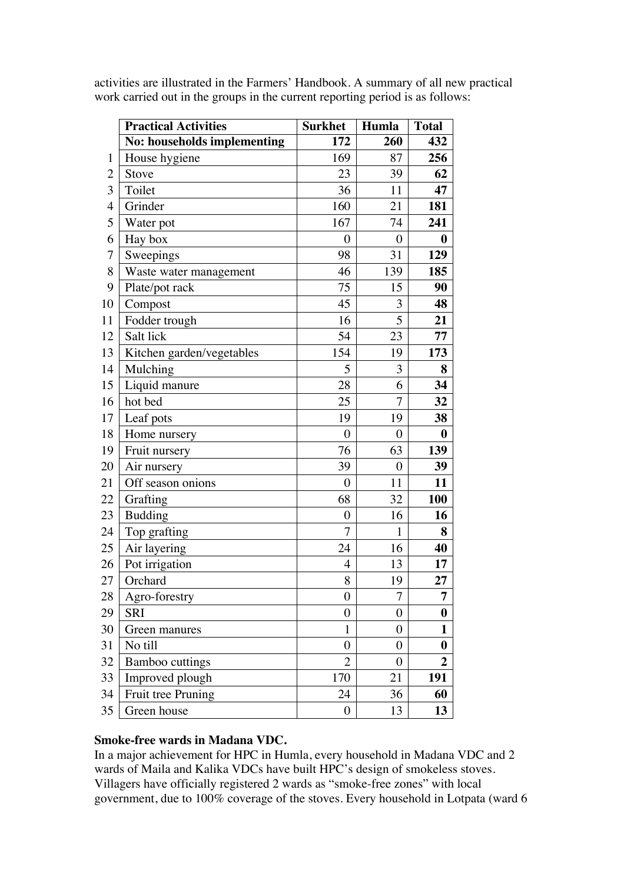activities are illustrated in the Farmers' Handbook. A summary of all new practical work carried out in the groups in the current reporting period is as follows:

| | Practical Activities | Surkhet | Humla | Total |
|---|---|---|---|---|
| | **No: households implementing** | **172** | **260** | **432** |
| 1 | House hygiene | 169 | 87 | **256** |
| 2 | Stove | 23 | 39 | **62** |
| 3 | Toilet | 36 | 11 | **47** |
| 4 | Grinder | 160 | 21 | **181** |
| 5 | Water pot | 167 | 74 | **241** |
| 6 | Hay box | 0 | 0 | **0** |
| 7 | Sweepings | 98 | 31 | **129** |
| 8 | Waste water management | 46 | 139 | **185** |
| 9 | Plate/pot rack | 75 | 15 | **90** |
| 10 | Compost | 45 | 3 | **48** |
| 11 | Fodder trough | 16 | 5 | **21** |
| 12 | Salt lick | 54 | 23 | **77** |
| 13 | Kitchen garden/vegetables | 154 | 19 | **173** |
| 14 | Mulching | 5 | 3 | **8** |
| 15 | Liquid manure | 28 | 6 | **34** |
| 16 | hot bed | 25 | 7 | **32** |
| 17 | Leaf pots | 19 | 19 | **38** |
| 18 | Home nursery | 0 | 0 | **0** |
| 19 | Fruit nursery | 76 | 63 | **139** |
| 20 | Air nursery | 39 | 0 | **39** |
| 21 | Off season onions | 0 | 11 | **11** |
| 22 | Grafting | 68 | 32 | **100** |
| 23 | Budding | 0 | 16 | **16** |
| 24 | Top grafting | 7 | 1 | **8** |
| 25 | Air layering | 24 | 16 | **40** |
| 26 | Pot irrigation | 4 | 13 | **17** |
| 27 | Orchard | 8 | 19 | **27** |
| 28 | Agro-forestry | 0 | 7 | **7** |
| 29 | SRI | 0 | 0 | **0** |
| 30 | Green manures | 1 | 0 | **1** |
| 31 | No till | 0 | 0 | **0** |
| 32 | Bamboo cuttings | 2 | 0 | **2** |
| 33 | Improved plough | 170 | 21 | **191** |
| 34 | Fruit tree Pruning | 24 | 36 | **60** |
| 35 | Green house | 0 | 13 | **13** |

**Smoke-free wards in Madana VDC.**

In a major achievement for HPC in Humla, every household in Madana VDC and 2 wards of Maila and Kalika VDCs have built HPC's design of smokeless stoves. Villagers have officially registered 2 wards as "smoke-free zones" with local government, due to 100% coverage of the stoves. Every household in Lotpata (ward 6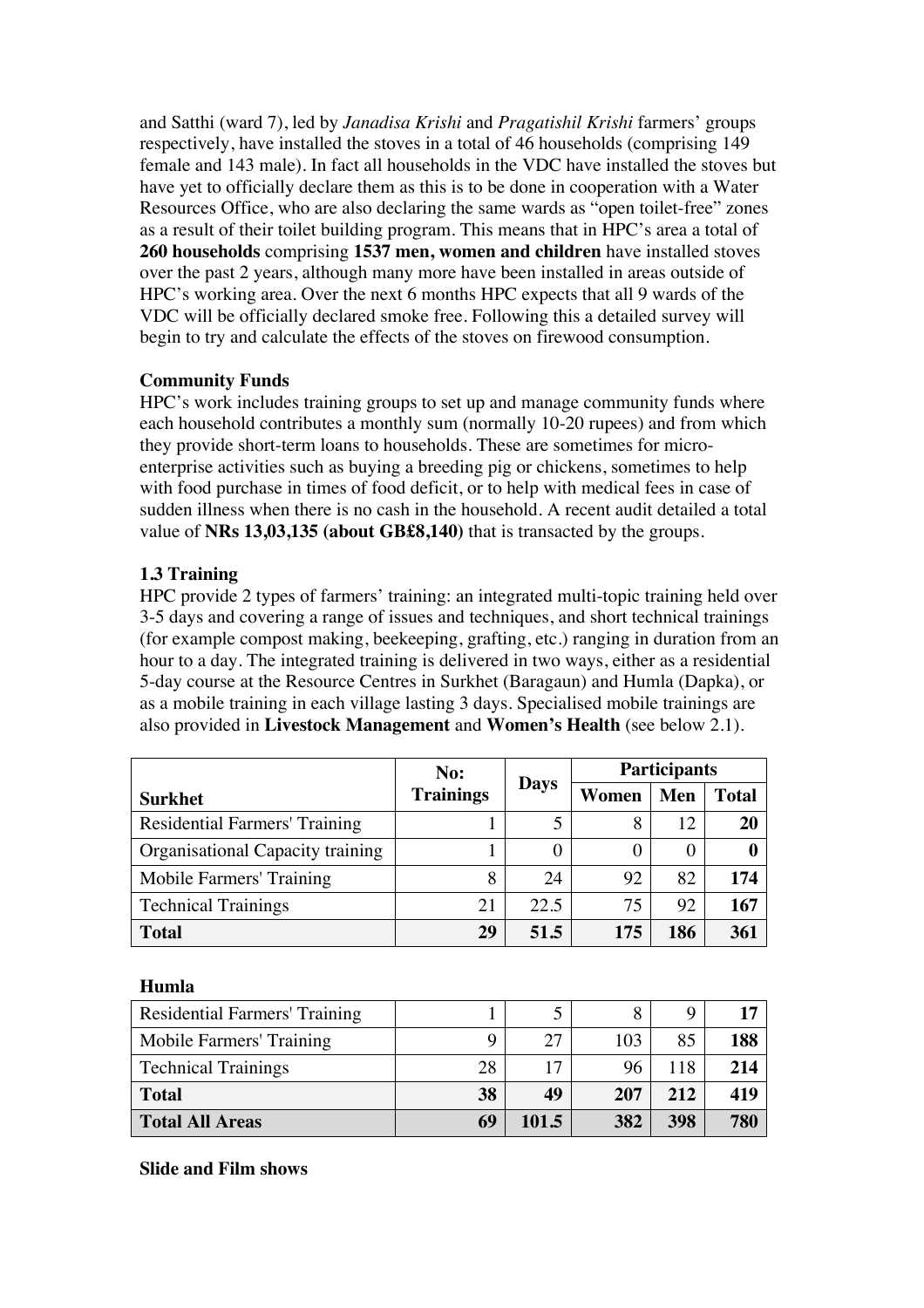and Satthi (ward 7), led by *Janadisa Krishi* and *Pragatishil Krishi* farmers' groups respectively, have installed the stoves in a total of 46 households (comprising 149 female and 143 male). In fact all households in the VDC have installed the stoves but have yet to officially declare them as this is to be done in cooperation with a Water Resources Office, who are also declaring the same wards as "open toilet-free" zones as a result of their toilet building program. This means that in HPC's area a total of **260 households** comprising **1537 men, women and children** have installed stoves over the past 2 years, although many more have been installed in areas outside of HPC's working area. Over the next 6 months HPC expects that all 9 wards of the VDC will be officially declared smoke free. Following this a detailed survey will begin to try and calculate the effects of the stoves on firewood consumption.

**Community Funds**

HPC's work includes training groups to set up and manage community funds where each household contributes a monthly sum (normally 10-20 rupees) and from which they provide short-term loans to households. These are sometimes for micro-enterprise activities such as buying a breeding pig or chickens, sometimes to help with food purchase in times of food deficit, or to help with medical fees in case of sudden illness when there is no cash in the household. A recent audit detailed a total value of **NRs 13,03,135 (about GB£8,140)** that is transacted by the groups.

### 1.3 Training

HPC provide 2 types of farmers' training: an integrated multi-topic training held over 3-5 days and covering a range of issues and techniques, and short technical trainings (for example compost making, beekeeping, grafting, etc.) ranging in duration from an hour to a day. The integrated training is delivered in two ways, either as a residential 5-day course at the Resource Centres in Surkhet (Baragaun) and Humla (Dapka), or as a mobile training in each village lasting 3 days. Specialised mobile trainings are also provided in **Livestock Management** and **Women's Health** (see below 2.1).

| | No: Trainings | Days | Participants | | |
|---|---|---|---|---|---|
| **Surkhet** | | | Women | Men | Total |
| Residential Farmers' Training | 1 | 5 | 8 | 12 | **20** |
| Organisational Capacity training | 1 | 0 | 0 | 0 | **0** |
| Mobile Farmers' Training | 8 | 24 | 92 | 82 | **174** |
| Technical Trainings | 21 | 22.5 | 75 | 92 | **167** |
| **Total** | **29** | **51.5** | **175** | **186** | **361** |
| **Humla** | | | | | |
| Residential Farmers' Training | 1 | 5 | 8 | 9 | **17** |
| Mobile Farmers' Training | 9 | 27 | 103 | 85 | **188** |
| Technical Trainings | 28 | 17 | 96 | 118 | **214** |
| **Total** | **38** | **49** | **207** | **212** | **419** |
| **Total All Areas** | **69** | **101.5** | **382** | **398** | **780** |

**Slide and Film shows**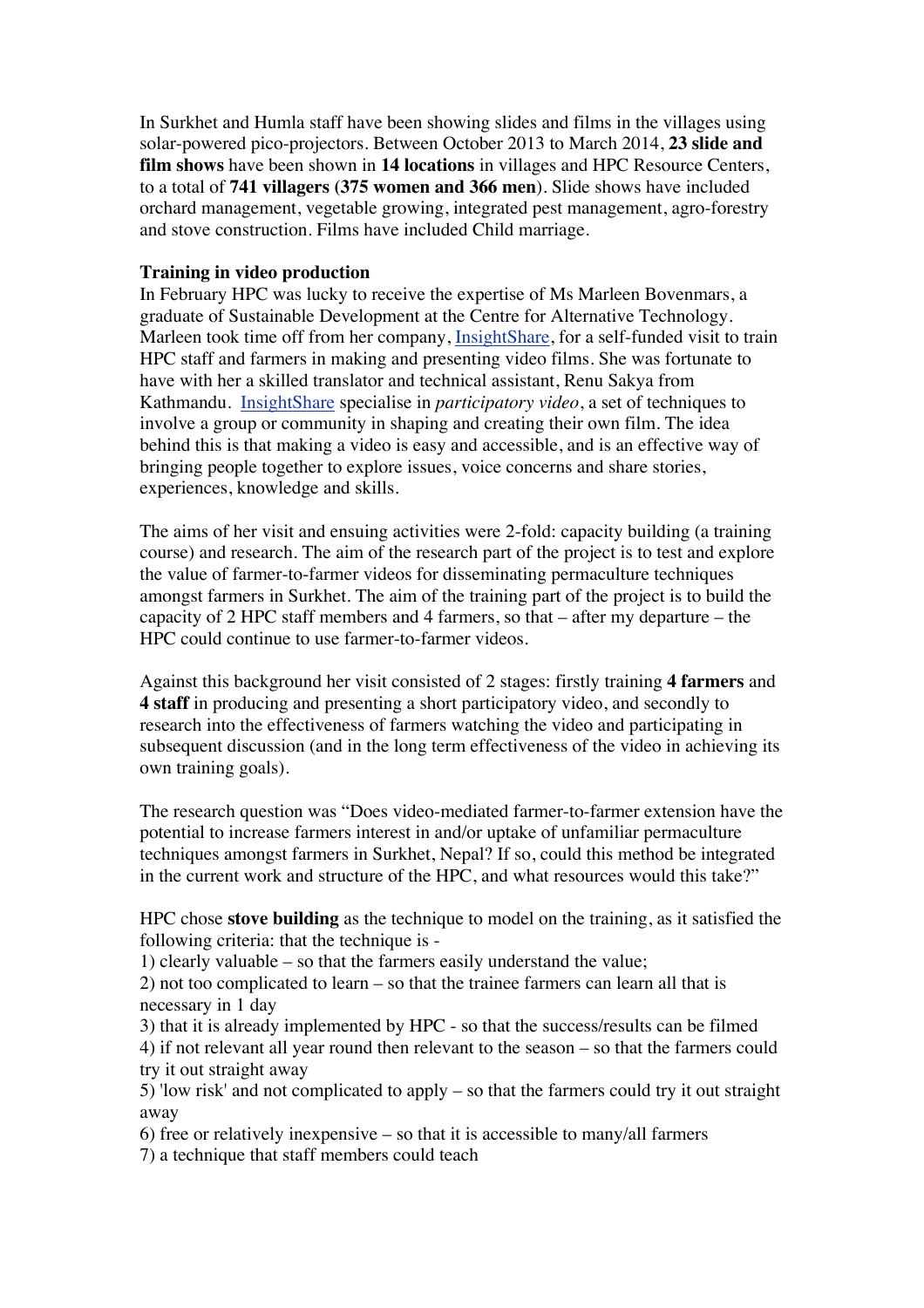In Surkhet and Humla staff have been showing slides and films in the villages using solar-powered pico-projectors. Between October 2013 to March 2014, **23 slide and film shows** have been shown in **14 locations** in villages and HPC Resource Centers, to a total of **741 villagers (375 women and 366 men**). Slide shows have included orchard management, vegetable growing, integrated pest management, agro-forestry and stove construction. Films have included Child marriage.

**Training in video production**

In February HPC was lucky to receive the expertise of Ms Marleen Bovenmars, a graduate of Sustainable Development at the Centre for Alternative Technology. Marleen took time off from her company, InsightShare, for a self-funded visit to train HPC staff and farmers in making and presenting video films. She was fortunate to have with her a skilled translator and technical assistant, Renu Sakya from Kathmandu. InsightShare specialise in *participatory video*, a set of techniques to involve a group or community in shaping and creating their own film. The idea behind this is that making a video is easy and accessible, and is an effective way of bringing people together to explore issues, voice concerns and share stories, experiences, knowledge and skills.

The aims of her visit and ensuing activities were 2-fold: capacity building (a training course) and research. The aim of the research part of the project is to test and explore the value of farmer-to-farmer videos for disseminating permaculture techniques amongst farmers in Surkhet. The aim of the training part of the project is to build the capacity of 2 HPC staff members and 4 farmers, so that – after my departure – the HPC could continue to use farmer-to-farmer videos.

Against this background her visit consisted of 2 stages: firstly training **4 farmers** and **4 staff** in producing and presenting a short participatory video, and secondly to research into the effectiveness of farmers watching the video and participating in subsequent discussion (and in the long term effectiveness of the video in achieving its own training goals).

The research question was "Does video-mediated farmer-to-farmer extension have the potential to increase farmers interest in and/or uptake of unfamiliar permaculture techniques amongst farmers in Surkhet, Nepal? If so, could this method be integrated in the current work and structure of the HPC, and what resources would this take?"

HPC chose **stove building** as the technique to model on the training, as it satisfied the following criteria: that the technique is -

1) clearly valuable – so that the farmers easily understand the value;
2) not too complicated to learn – so that the trainee farmers can learn all that is necessary in 1 day
3) that it is already implemented by HPC - so that the success/results can be filmed
4) if not relevant all year round then relevant to the season – so that the farmers could try it out straight away
5) 'low risk' and not complicated to apply – so that the farmers could try it out straight away
6) free or relatively inexpensive – so that it is accessible to many/all farmers
7) a technique that staff members could teach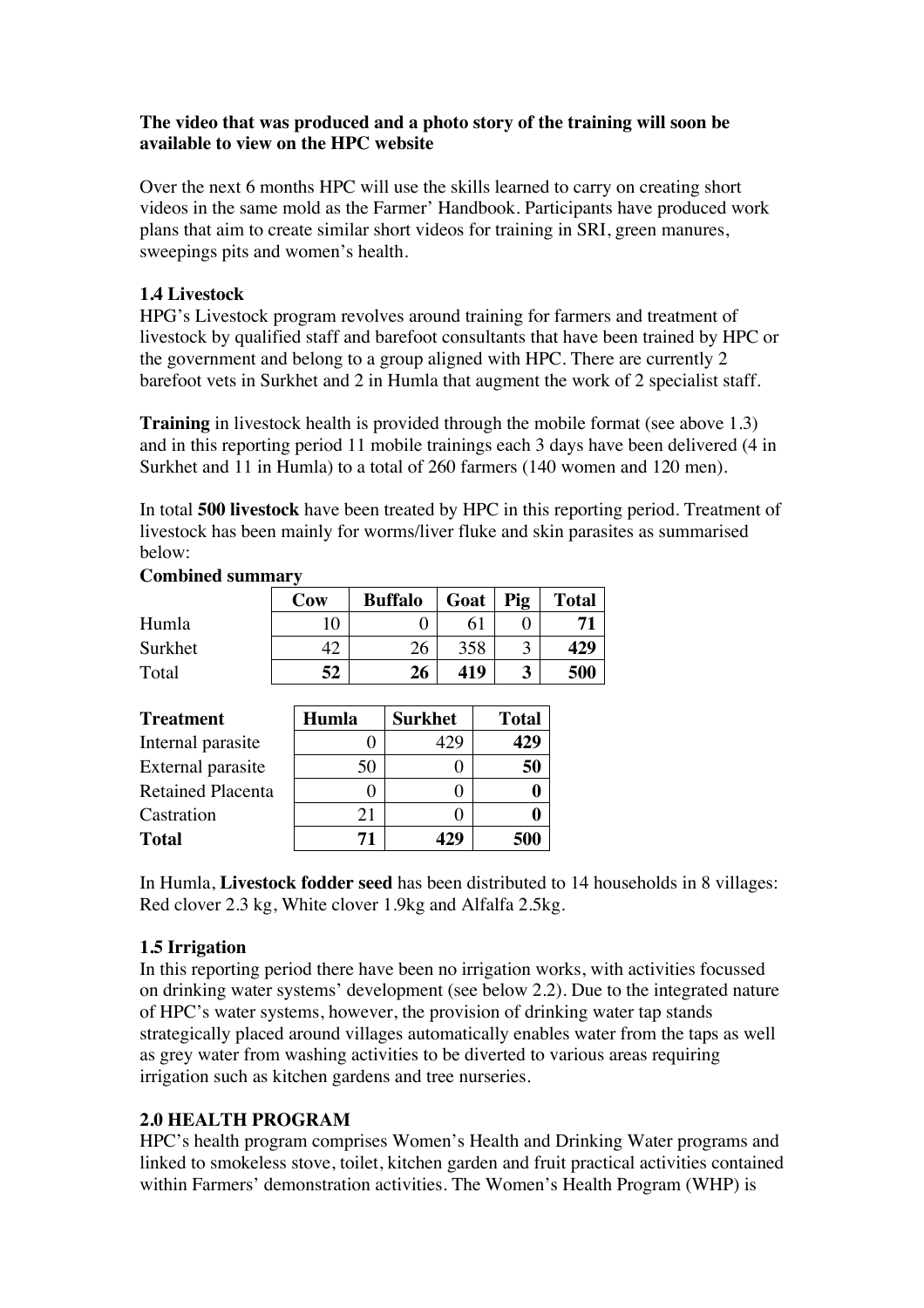**The video that was produced and a photo story of the training will soon be available to view on the HPC website**

Over the next 6 months HPC will use the skills learned to carry on creating short videos in the same mold as the Farmer' Handbook. Participants have produced work plans that aim to create similar short videos for training in SRI, green manures, sweepings pits and women's health.

### 1.4 Livestock

HPG's Livestock program revolves around training for farmers and treatment of livestock by qualified staff and barefoot consultants that have been trained by HPC or the government and belong to a group aligned with HPC. There are currently 2 barefoot vets in Surkhet and 2 in Humla that augment the work of 2 specialist staff.

**Training** in livestock health is provided through the mobile format (see above 1.3) and in this reporting period 11 mobile trainings each 3 days have been delivered (4 in Surkhet and 11 in Humla) to a total of 260 farmers (140 women and 120 men).

In total **500 livestock** have been treated by HPC in this reporting period. Treatment of livestock has been mainly for worms/liver fluke and skin parasites as summarised below:

**Combined summary**

| | Cow | Buffalo | Goat | Pig | Total |
|---|---|---|---|---|---|
| Humla | 10 | 0 | 61 | 0 | **71** |
| Surkhet | 42 | 26 | 358 | 3 | **429** |
| Total | **52** | **26** | **419** | **3** | **500** |

| Treatment | Humla | Surkhet | Total |
|---|---|---|---|
| Internal parasite | 0 | 429 | **429** |
| External parasite | 50 | 0 | **50** |
| Retained Placenta | 0 | 0 | **0** |
| Castration | 21 | 0 | **0** |
| **Total** | **71** | **429** | **500** |

In Humla, **Livestock fodder seed** has been distributed to 14 households in 8 villages: Red clover 2.3 kg, White clover 1.9kg and Alfalfa 2.5kg.

### 1.5 Irrigation

In this reporting period there have been no irrigation works, with activities focussed on drinking water systems' development (see below 2.2). Due to the integrated nature of HPC's water systems, however, the provision of drinking water tap stands strategically placed around villages automatically enables water from the taps as well as grey water from washing activities to be diverted to various areas requiring irrigation such as kitchen gardens and tree nurseries.

## 2.0 HEALTH PROGRAM

HPC's health program comprises Women's Health and Drinking Water programs and linked to smokeless stove, toilet, kitchen garden and fruit practical activities contained within Farmers' demonstration activities. The Women's Health Program (WHP) is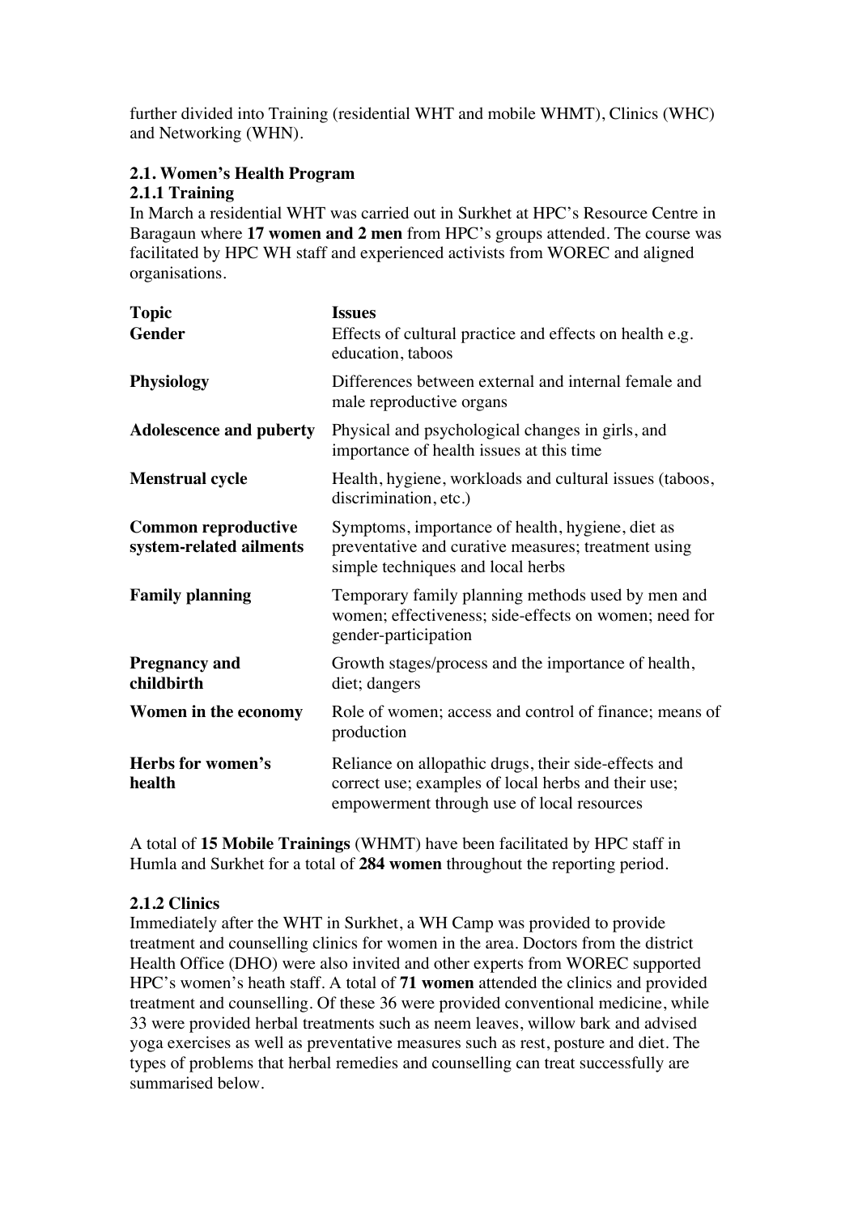further divided into Training (residential WHT and mobile WHMT), Clinics (WHC) and Networking (WHN).

### 2.1. Women's Health Program

#### 2.1.1 Training

In March a residential WHT was carried out in Surkhet at HPC's Resource Centre in Baragaun where **17 women and 2 men** from HPC's groups attended. The course was facilitated by HPC WH staff and experienced activists from WOREC and aligned organisations.

| Topic | Issues |
|---|---|
| **Gender** | Effects of cultural practice and effects on health e.g. education, taboos |
| **Physiology** | Differences between external and internal female and male reproductive organs |
| **Adolescence and puberty** | Physical and psychological changes in girls, and importance of health issues at this time |
| **Menstrual cycle** | Health, hygiene, workloads and cultural issues (taboos, discrimination, etc.) |
| **Common reproductive system-related ailments** | Symptoms, importance of health, hygiene, diet as preventative and curative measures; treatment using simple techniques and local herbs |
| **Family planning** | Temporary family planning methods used by men and women; effectiveness; side-effects on women; need for gender-participation |
| **Pregnancy and childbirth** | Growth stages/process and the importance of health, diet; dangers |
| **Women in the economy** | Role of women; access and control of finance; means of production |
| **Herbs for women's health** | Reliance on allopathic drugs, their side-effects and correct use; examples of local herbs and their use; empowerment through use of local resources |

A total of **15 Mobile Trainings** (WHMT) have been facilitated by HPC staff in Humla and Surkhet for a total of **284 women** throughout the reporting period.

#### 2.1.2 Clinics

Immediately after the WHT in Surkhet, a WH Camp was provided to provide treatment and counselling clinics for women in the area. Doctors from the district Health Office (DHO) were also invited and other experts from WOREC supported HPC's women's heath staff. A total of **71 women** attended the clinics and provided treatment and counselling. Of these 36 were provided conventional medicine, while 33 were provided herbal treatments such as neem leaves, willow bark and advised yoga exercises as well as preventative measures such as rest, posture and diet. The types of problems that herbal remedies and counselling can treat successfully are summarised below.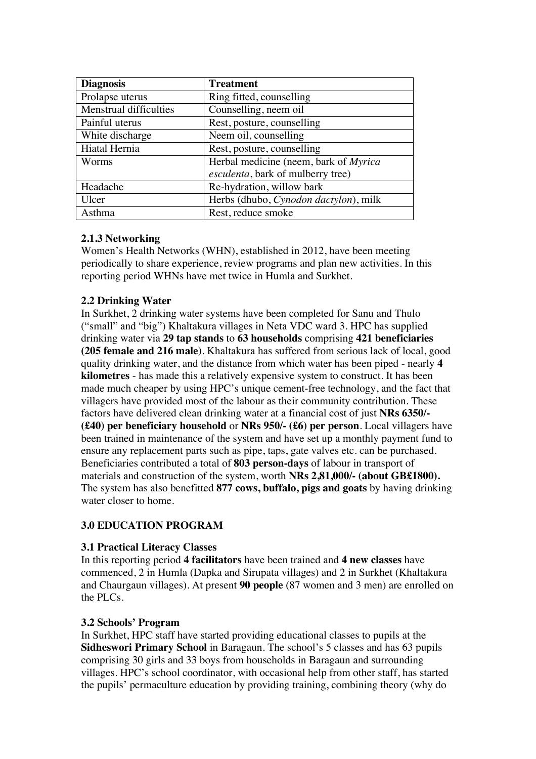| Diagnosis | Treatment |
| --- | --- |
| Prolapse uterus | Ring fitted, counselling |
| Menstrual difficulties | Counselling, neem oil |
| Painful uterus | Rest, posture, counselling |
| White discharge | Neem oil, counselling |
| Hiatal Hernia | Rest, posture, counselling |
| Worms | Herbal medicine (neem, bark of *Myrica esculenta*, bark of mulberry tree) |
| Headache | Re-hydration, willow bark |
| Ulcer | Herbs (dhubo, *Cynodon dactylon*), milk |
| Asthma | Rest, reduce smoke |

### 2.1.3 Networking

Women's Health Networks (WHN), established in 2012, have been meeting periodically to share experience, review programs and plan new activities. In this reporting period WHNs have met twice in Humla and Surkhet.

## 2.2 Drinking Water

In Surkhet, 2 drinking water systems have been completed for Sanu and Thulo ("small" and "big") Khaltakura villages in Neta VDC ward 3. HPC has supplied drinking water via **29 tap stands** to **63 households** comprising **421 beneficiaries (205 female and 216 male)**. Khaltakura has suffered from serious lack of local, good quality drinking water, and the distance from which water has been piped - nearly **4 kilometres** - has made this a relatively expensive system to construct. It has been made much cheaper by using HPC's unique cement-free technology, and the fact that villagers have provided most of the labour as their community contribution. These factors have delivered clean drinking water at a financial cost of just **NRs 6350/- (£40) per beneficiary household** or **NRs 950/- (£6) per person**. Local villagers have been trained in maintenance of the system and have set up a monthly payment fund to ensure any replacement parts such as pipe, taps, gate valves etc. can be purchased. Beneficiaries contributed a total of **803 person-days** of labour in transport of materials and construction of the system, worth **NRs 2,81,000/- (about GB£1800).** The system has also benefitted **877 cows, buffalo, pigs and goats** by having drinking water closer to home.

# 3.0 EDUCATION PROGRAM

## 3.1 Practical Literacy Classes

In this reporting period **4 facilitators** have been trained and **4 new classes** have commenced, 2 in Humla (Dapka and Sirupata villages) and 2 in Surkhet (Khaltakura and Chaurgaun villages). At present **90 people** (87 women and 3 men) are enrolled on the PLCs.

## 3.2 Schools' Program

In Surkhet, HPC staff have started providing educational classes to pupils at the **Sidheswori Primary School** in Baragaun. The school's 5 classes and has 63 pupils comprising 30 girls and 33 boys from households in Baragaun and surrounding villages. HPC's school coordinator, with occasional help from other staff, has started the pupils' permaculture education by providing training, combining theory (why do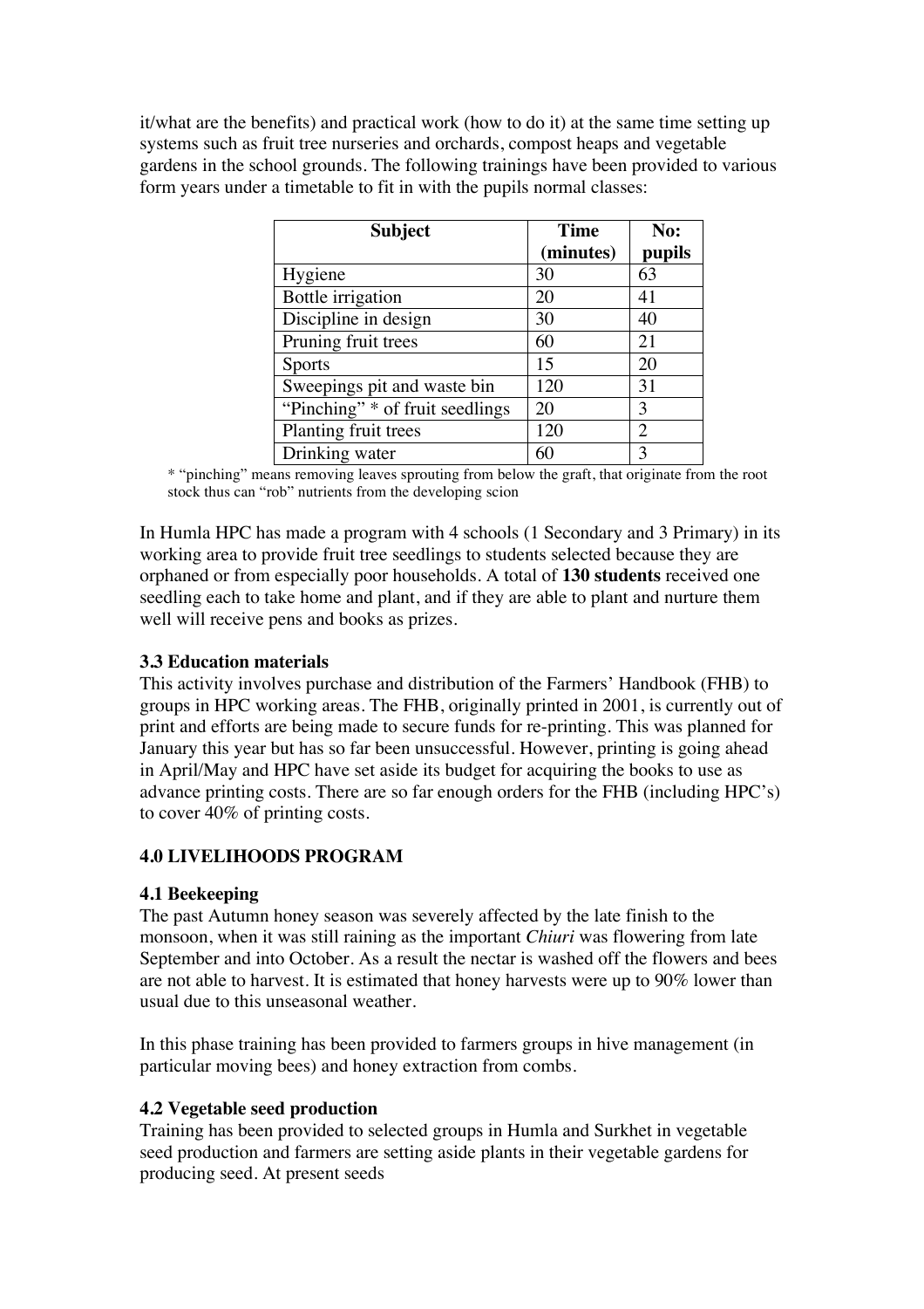it/what are the benefits) and practical work (how to do it) at the same time setting up systems such as fruit tree nurseries and orchards, compost heaps and vegetable gardens in the school grounds. The following trainings have been provided to various form years under a timetable to fit in with the pupils normal classes:

| Subject | Time (minutes) | No: pupils |
|---|---|---|
| Hygiene | 30 | 63 |
| Bottle irrigation | 20 | 41 |
| Discipline in design | 30 | 40 |
| Pruning fruit trees | 60 | 21 |
| Sports | 15 | 20 |
| Sweepings pit and waste bin | 120 | 31 |
| "Pinching" * of fruit seedlings | 20 | 3 |
| Planting fruit trees | 120 | 2 |
| Drinking water | 60 | 3 |

\* "pinching" means removing leaves sprouting from below the graft, that originate from the root stock thus can "rob" nutrients from the developing scion

In Humla HPC has made a program with 4 schools (1 Secondary and 3 Primary) in its working area to provide fruit tree seedlings to students selected because they are orphaned or from especially poor households. A total of **130 students** received one seedling each to take home and plant, and if they are able to plant and nurture them well will receive pens and books as prizes.

### 3.3 Education materials

This activity involves purchase and distribution of the Farmers' Handbook (FHB) to groups in HPC working areas. The FHB, originally printed in 2001, is currently out of print and efforts are being made to secure funds for re-printing. This was planned for January this year but has so far been unsuccessful. However, printing is going ahead in April/May and HPC have set aside its budget for acquiring the books to use as advance printing costs. There are so far enough orders for the FHB (including HPC's) to cover 40% of printing costs.

## 4.0 LIVELIHOODS PROGRAM

### 4.1 Beekeeping

The past Autumn honey season was severely affected by the late finish to the monsoon, when it was still raining as the important *Chiuri* was flowering from late September and into October. As a result the nectar is washed off the flowers and bees are not able to harvest. It is estimated that honey harvests were up to 90% lower than usual due to this unseasonal weather.

In this phase training has been provided to farmers groups in hive management (in particular moving bees) and honey extraction from combs.

### 4.2 Vegetable seed production

Training has been provided to selected groups in Humla and Surkhet in vegetable seed production and farmers are setting aside plants in their vegetable gardens for producing seed. At present seeds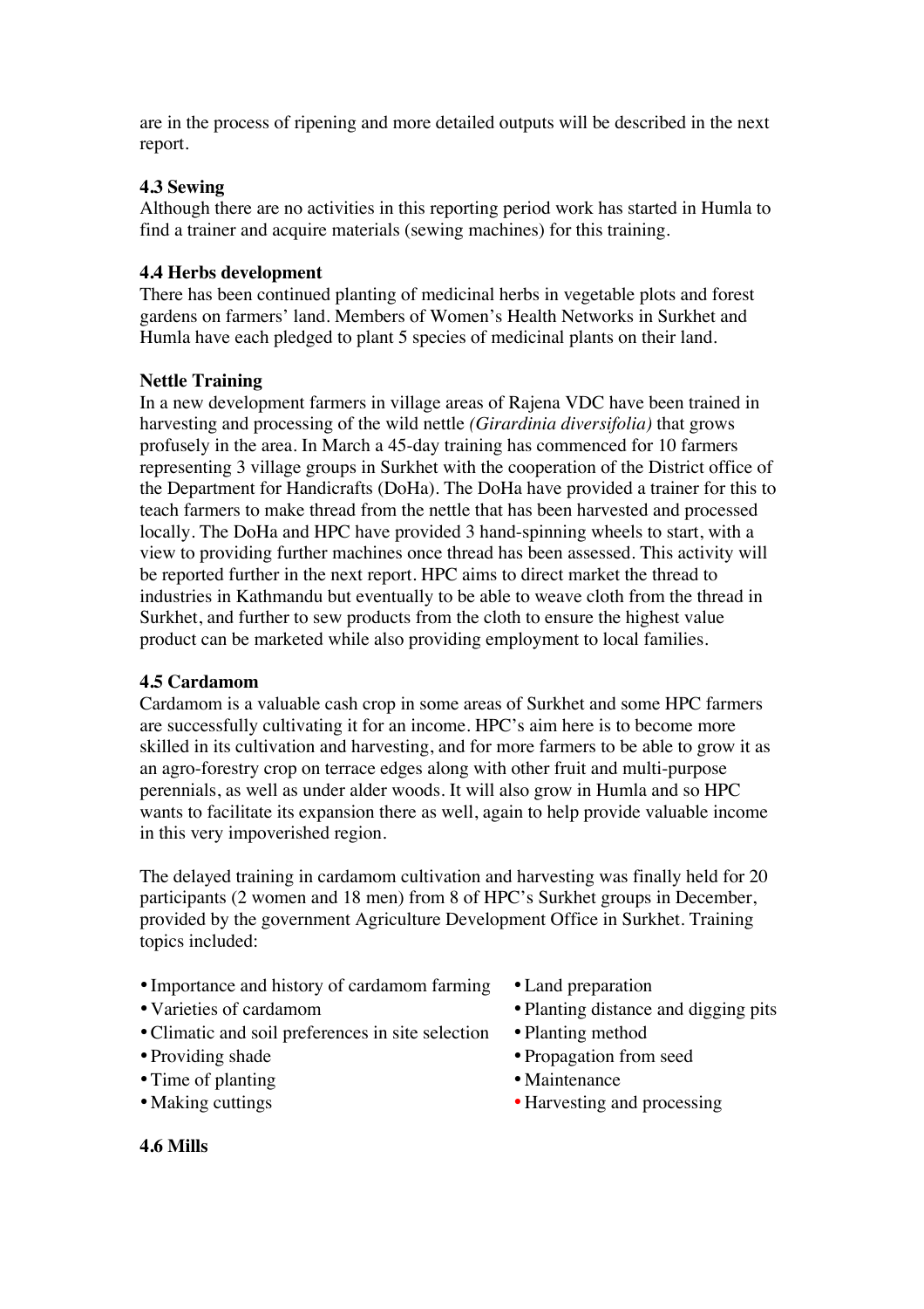are in the process of ripening and more detailed outputs will be described in the next report.

### 4.3 Sewing

Although there are no activities in this reporting period work has started in Humla to find a trainer and acquire materials (sewing machines) for this training.

### 4.4 Herbs development

There has been continued planting of medicinal herbs in vegetable plots and forest gardens on farmers' land. Members of Women's Health Networks in Surkhet and Humla have each pledged to plant 5 species of medicinal plants on their land.

#### Nettle Training

In a new development farmers in village areas of Rajena VDC have been trained in harvesting and processing of the wild nettle *(Girardinia diversifolia)* that grows profusely in the area. In March a 45-day training has commenced for 10 farmers representing 3 village groups in Surkhet with the cooperation of the District office of the Department for Handicrafts (DoHa). The DoHa have provided a trainer for this to teach farmers to make thread from the nettle that has been harvested and processed locally. The DoHa and HPC have provided 3 hand-spinning wheels to start, with a view to providing further machines once thread has been assessed. This activity will be reported further in the next report. HPC aims to direct market the thread to industries in Kathmandu but eventually to be able to weave cloth from the thread in Surkhet, and further to sew products from the cloth to ensure the highest value product can be marketed while also providing employment to local families.

### 4.5 Cardamom

Cardamom is a valuable cash crop in some areas of Surkhet and some HPC farmers are successfully cultivating it for an income. HPC's aim here is to become more skilled in its cultivation and harvesting, and for more farmers to be able to grow it as an agro-forestry crop on terrace edges along with other fruit and multi-purpose perennials, as well as under alder woods. It will also grow in Humla and so HPC wants to facilitate its expansion there as well, again to help provide valuable income in this very impoverished region.

The delayed training in cardamom cultivation and harvesting was finally held for 20 participants (2 women and 18 men) from 8 of HPC's Surkhet groups in December, provided by the government Agriculture Development Office in Surkhet. Training topics included:

- Importance and history of cardamom farming
- Varieties of cardamom
- Climatic and soil preferences in site selection
- Providing shade
- Time of planting
- Making cuttings
- Land preparation
- Planting distance and digging pits
- Planting method
- Propagation from seed
- Maintenance
- Harvesting and processing

### 4.6 Mills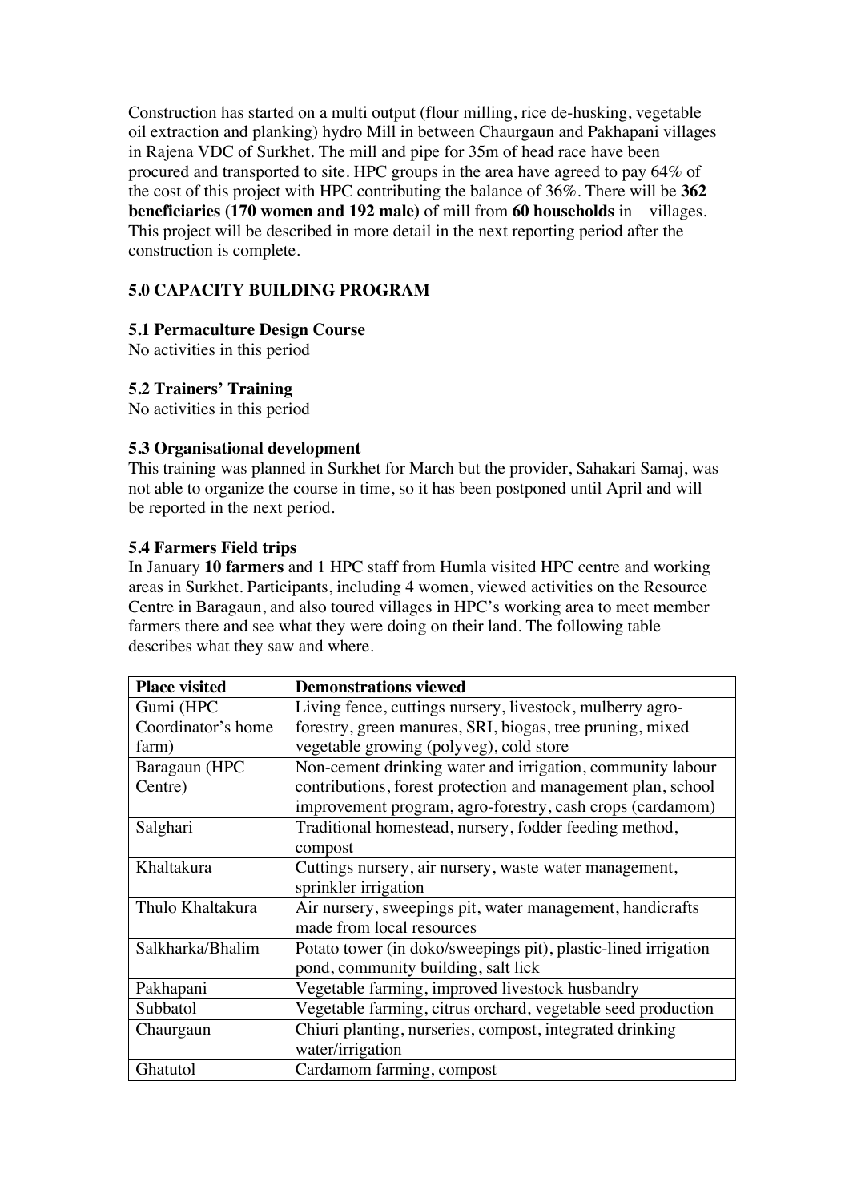Construction has started on a multi output (flour milling, rice de-husking, vegetable oil extraction and planking) hydro Mill in between Chaurgaun and Pakhapani villages in Rajena VDC of Surkhet. The mill and pipe for 35m of head race have been procured and transported to site. HPC groups in the area have agreed to pay 64% of the cost of this project with HPC contributing the balance of 36%. There will be **362 beneficiaries (170 women and 192 male)** of mill from **60 households** in villages. This project will be described in more detail in the next reporting period after the construction is complete.

## 5.0 CAPACITY BUILDING PROGRAM

### 5.1 Permaculture Design Course

No activities in this period

### 5.2 Trainers' Training

No activities in this period

### 5.3 Organisational development

This training was planned in Surkhet for March but the provider, Sahakari Samaj, was not able to organize the course in time, so it has been postponed until April and will be reported in the next period.

### 5.4 Farmers Field trips

In January **10 farmers** and 1 HPC staff from Humla visited HPC centre and working areas in Surkhet. Participants, including 4 women, viewed activities on the Resource Centre in Baragaun, and also toured villages in HPC's working area to meet member farmers there and see what they were doing on their land. The following table describes what they saw and where.

| Place visited | Demonstrations viewed |
|---|---|
| Gumi (HPC Coordinator's home farm) | Living fence, cuttings nursery, livestock, mulberry agro-forestry, green manures, SRI, biogas, tree pruning, mixed vegetable growing (polyveg), cold store |
| Baragaun (HPC Centre) | Non-cement drinking water and irrigation, community labour contributions, forest protection and management plan, school improvement program, agro-forestry, cash crops (cardamom) |
| Salghari | Traditional homestead, nursery, fodder feeding method, compost |
| Khaltakura | Cuttings nursery, air nursery, waste water management, sprinkler irrigation |
| Thulo Khaltakura | Air nursery, sweepings pit, water management, handicrafts made from local resources |
| Salkharka/Bhalim | Potato tower (in doko/sweepings pit), plastic-lined irrigation pond, community building, salt lick |
| Pakhapani | Vegetable farming, improved livestock husbandry |
| Subbatol | Vegetable farming, citrus orchard, vegetable seed production |
| Chaurgaun | Chiuri planting, nurseries, compost, integrated drinking water/irrigation |
| Ghatutol | Cardamom farming, compost |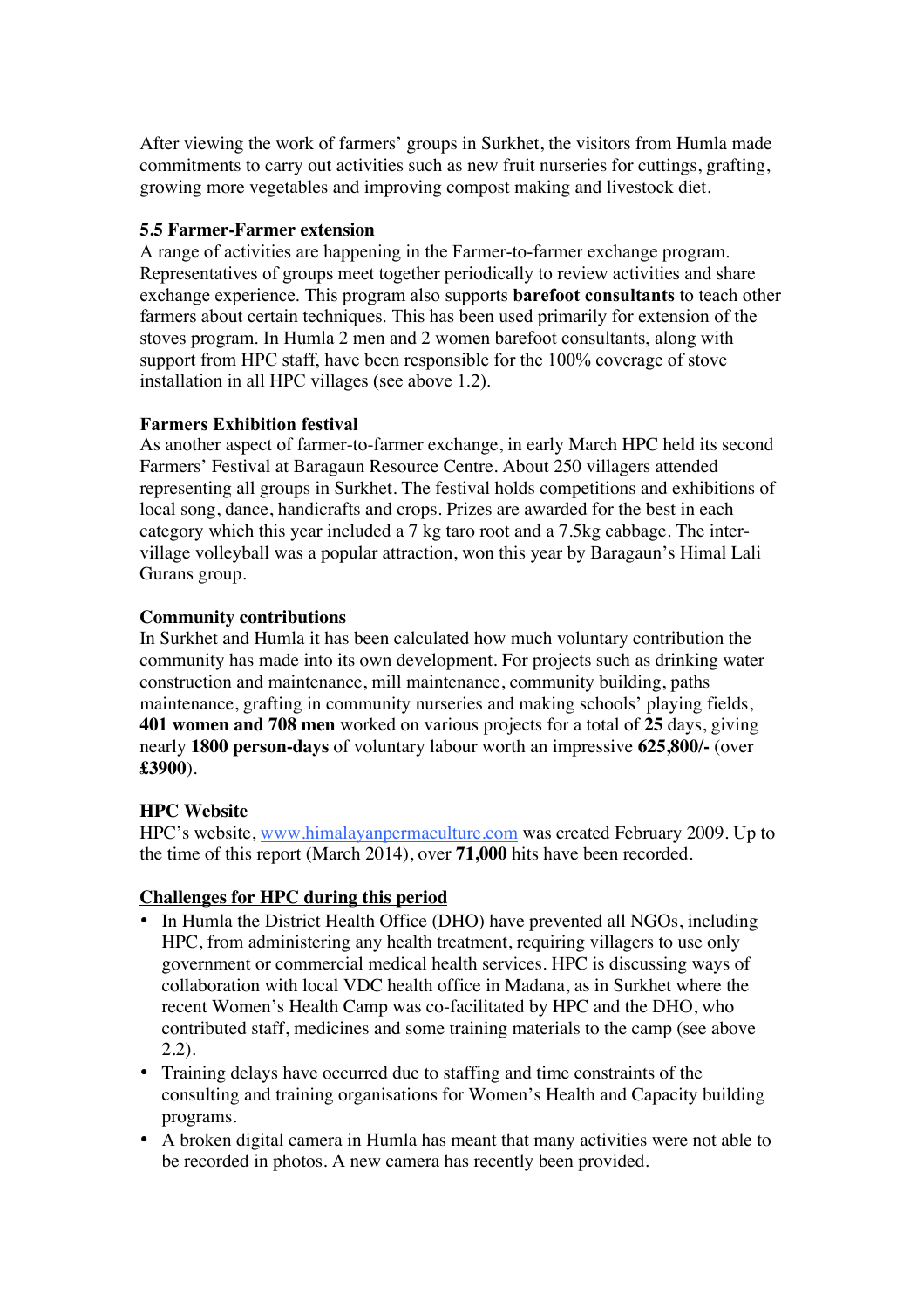After viewing the work of farmers' groups in Surkhet, the visitors from Humla made commitments to carry out activities such as new fruit nurseries for cuttings, grafting, growing more vegetables and improving compost making and livestock diet.

### 5.5 Farmer-Farmer extension

A range of activities are happening in the Farmer-to-farmer exchange program. Representatives of groups meet together periodically to review activities and share exchange experience. This program also supports **barefoot consultants** to teach other farmers about certain techniques. This has been used primarily for extension of the stoves program. In Humla 2 men and 2 women barefoot consultants, along with support from HPC staff, have been responsible for the 100% coverage of stove installation in all HPC villages (see above 1.2).

### Farmers Exhibition festival

As another aspect of farmer-to-farmer exchange, in early March HPC held its second Farmers' Festival at Baragaun Resource Centre. About 250 villagers attended representing all groups in Surkhet. The festival holds competitions and exhibitions of local song, dance, handicrafts and crops. Prizes are awarded for the best in each category which this year included a 7 kg taro root and a 7.5kg cabbage. The inter-village volleyball was a popular attraction, won this year by Baragaun's Himal Lali Gurans group.

### Community contributions

In Surkhet and Humla it has been calculated how much voluntary contribution the community has made into its own development. For projects such as drinking water construction and maintenance, mill maintenance, community building, paths maintenance, grafting in community nurseries and making schools' playing fields, **401 women and 708 men** worked on various projects for a total of **25** days, giving nearly **1800 person-days** of voluntary labour worth an impressive **625,800/-** (over **£3900**).

### HPC Website

HPC's website, [www.himalayanpermaculture.com](http://www.himalayanpermaculture.com) was created February 2009. Up to the time of this report (March 2014), over **71,000** hits have been recorded.

### Challenges for HPC during this period

- In Humla the District Health Office (DHO) have prevented all NGOs, including HPC, from administering any health treatment, requiring villagers to use only government or commercial medical health services. HPC is discussing ways of collaboration with local VDC health office in Madana, as in Surkhet where the recent Women's Health Camp was co-facilitated by HPC and the DHO, who contributed staff, medicines and some training materials to the camp (see above 2.2).
- Training delays have occurred due to staffing and time constraints of the consulting and training organisations for Women's Health and Capacity building programs.
- A broken digital camera in Humla has meant that many activities were not able to be recorded in photos. A new camera has recently been provided.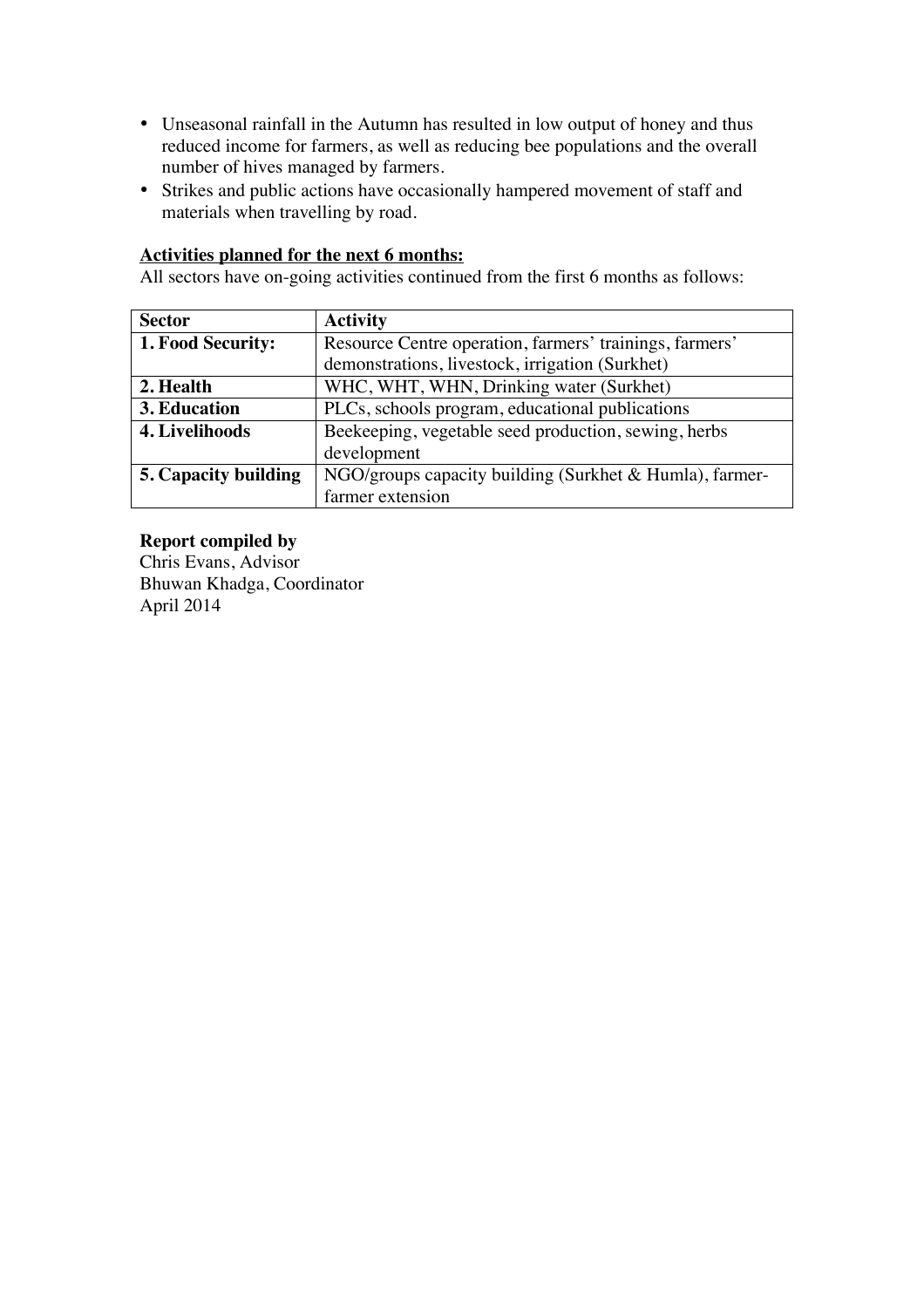- Unseasonal rainfall in the Autumn has resulted in low output of honey and thus reduced income for farmers, as well as reducing bee populations and the overall number of hives managed by farmers.
- Strikes and public actions have occasionally hampered movement of staff and materials when travelling by road.

**Activities planned for the next 6 months:**

All sectors have on-going activities continued from the first 6 months as follows:

| Sector | Activity |
|---|---|
| **1. Food Security:** | Resource Centre operation, farmers' trainings, farmers' demonstrations, livestock, irrigation (Surkhet) |
| **2. Health** | WHC, WHT, WHN, Drinking water (Surkhet) |
| **3. Education** | PLCs, schools program, educational publications |
| **4. Livelihoods** | Beekeeping, vegetable seed production, sewing, herbs development |
| **5. Capacity building** | NGO/groups capacity building (Surkhet & Humla), farmer-farmer extension |

**Report compiled by**

Chris Evans, Advisor
Bhuwan Khadga, Coordinator
April 2014